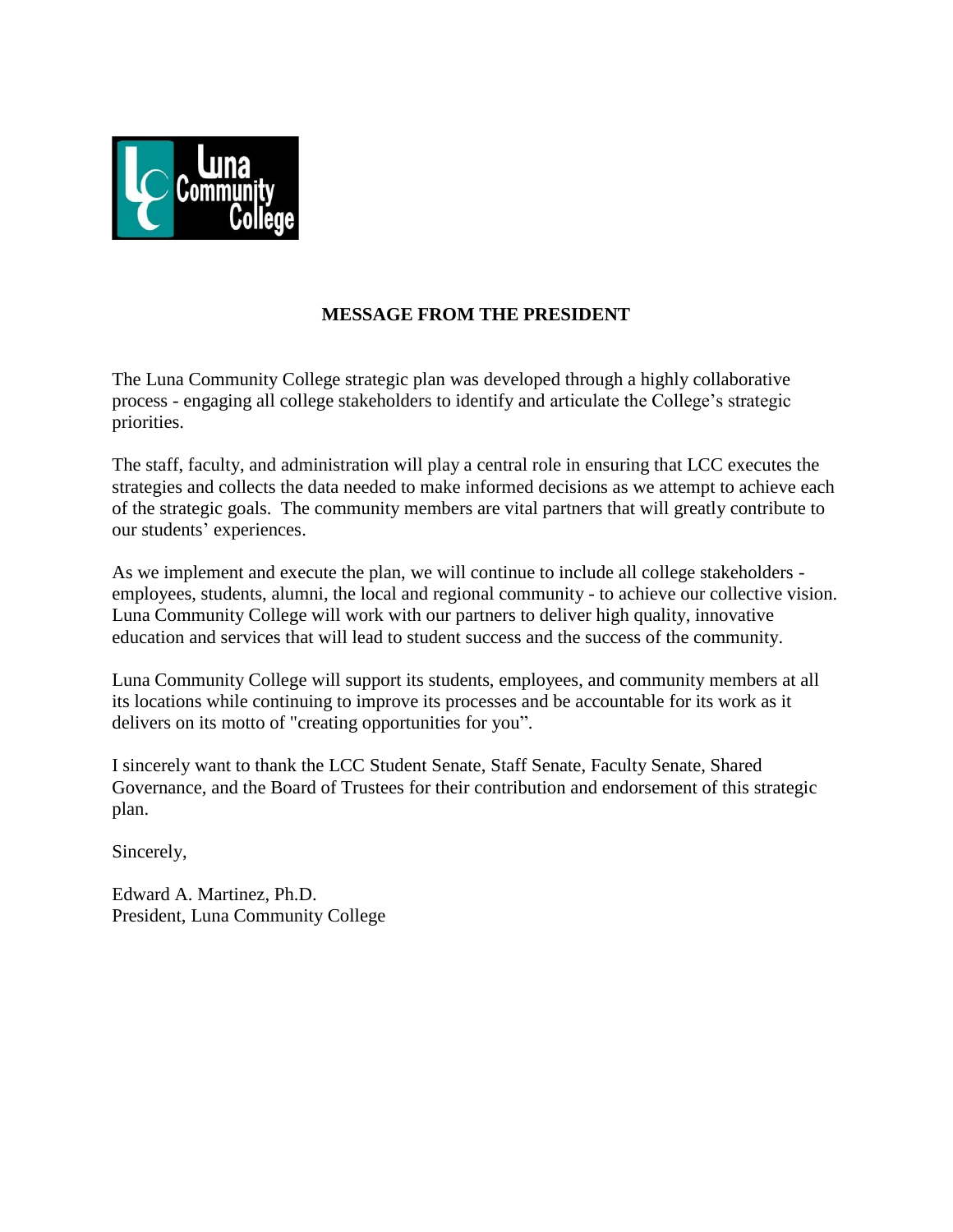## MESSAGE FROM THE PRESIDENT

The Luna Community College strategic plan was developed through a highly collaborative process - engaging all college stakeholders to identify and articulate the College's strategic priorities.

The staff, faculty, and administration will play a central role in ensuring that LCC executes the strategies and collects the data needed to make informed decisions as we attempt to achieve each of the strategic goals. The community members are vital partners that will greatly contribute to our students' experiences.

As we implement and execute the plan, we will continue to include all college stakeholders - employees, students, alumni, the local and regional community - to achieve our collective vision. Luna Community College will work with our partners to deliver high quality, innovative education and services that will lead to student success and the success of the community.

Luna Community College will support its students, employees, and community members at all its locations while continuing to improve its processes and be accountable for its work as it delivers on its motto of "creating opportunities for you".

I sincerely want to thank the LCC Student Senate, Staff Senate, Faculty Senate, Shared Governance, and the Board of Trustees for their contribution and endorsement of this strategic plan.

Sincerely,

Edward A. Martinez, Ph.D.
President, Luna Community College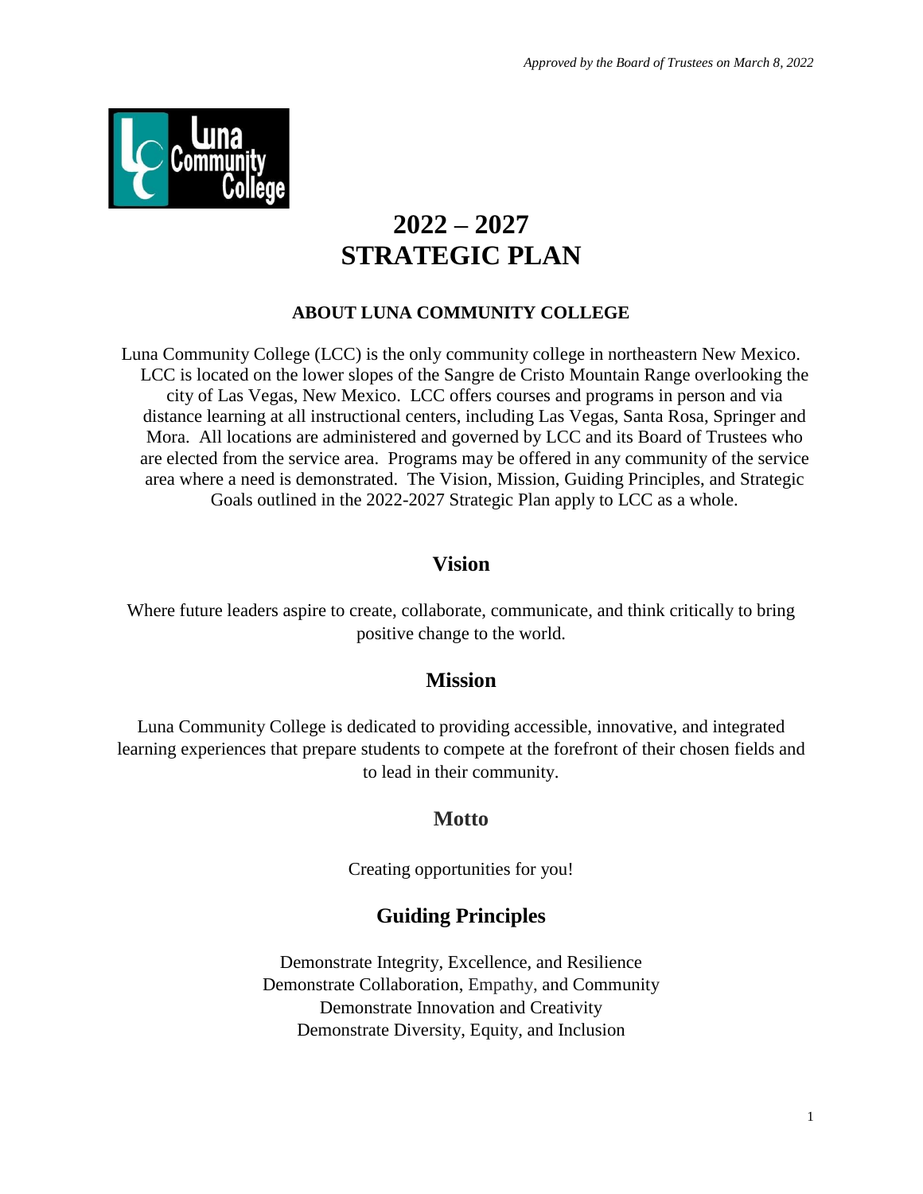*Approved by the Board of Trustees on March 8, 2022*

# 2022 – 2027 STRATEGIC PLAN

### ABOUT LUNA COMMUNITY COLLEGE

Luna Community College (LCC) is the only community college in northeastern New Mexico. LCC is located on the lower slopes of the Sangre de Cristo Mountain Range overlooking the city of Las Vegas, New Mexico. LCC offers courses and programs in person and via distance learning at all instructional centers, including Las Vegas, Santa Rosa, Springer and Mora. All locations are administered and governed by LCC and its Board of Trustees who are elected from the service area. Programs may be offered in any community of the service area where a need is demonstrated. The Vision, Mission, Guiding Principles, and Strategic Goals outlined in the 2022-2027 Strategic Plan apply to LCC as a whole.

## Vision

Where future leaders aspire to create, collaborate, communicate, and think critically to bring positive change to the world.

## Mission

Luna Community College is dedicated to providing accessible, innovative, and integrated learning experiences that prepare students to compete at the forefront of their chosen fields and to lead in their community.

## Motto

Creating opportunities for you!

## Guiding Principles

Demonstrate Integrity, Excellence, and Resilience
Demonstrate Collaboration, Empathy, and Community
Demonstrate Innovation and Creativity
Demonstrate Diversity, Equity, and Inclusion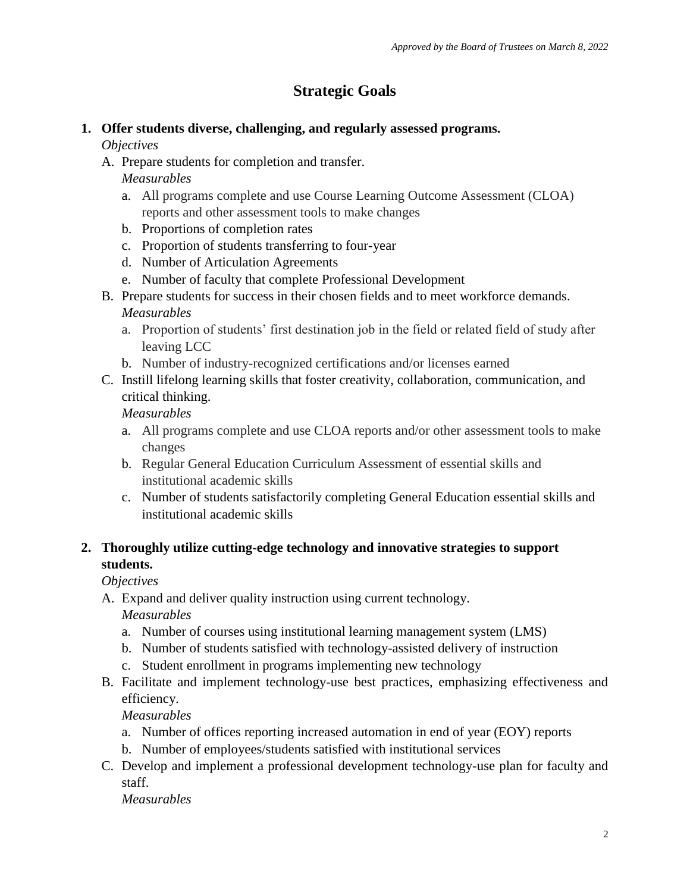*Approved by the Board of Trustees on March 8, 2022*

# Strategic Goals

1. **Offer students diverse, challenging, and regularly assessed programs.**

   *Objectives*

   A. Prepare students for completion and transfer.

      *Measurables*

      a. All programs complete and use Course Learning Outcome Assessment (CLOA) reports and other assessment tools to make changes
      b. Proportions of completion rates
      c. Proportion of students transferring to four-year
      d. Number of Articulation Agreements
      e. Number of faculty that complete Professional Development

   B. Prepare students for success in their chosen fields and to meet workforce demands.

      *Measurables*

      a. Proportion of students' first destination job in the field or related field of study after leaving LCC
      b. Number of industry-recognized certifications and/or licenses earned

   C. Instill lifelong learning skills that foster creativity, collaboration, communication, and critical thinking.

      *Measurables*

      a. All programs complete and use CLOA reports and/or other assessment tools to make changes
      b. Regular General Education Curriculum Assessment of essential skills and institutional academic skills
      c. Number of students satisfactorily completing General Education essential skills and institutional academic skills

2. **Thoroughly utilize cutting-edge technology and innovative strategies to support students.**

   *Objectives*

   A. Expand and deliver quality instruction using current technology.

      *Measurables*

      a. Number of courses using institutional learning management system (LMS)
      b. Number of students satisfied with technology-assisted delivery of instruction
      c. Student enrollment in programs implementing new technology

   B. Facilitate and implement technology-use best practices, emphasizing effectiveness and efficiency.

      *Measurables*

      a. Number of offices reporting increased automation in end of year (EOY) reports
      b. Number of employees/students satisfied with institutional services

   C. Develop and implement a professional development technology-use plan for faculty and staff.

      *Measurables*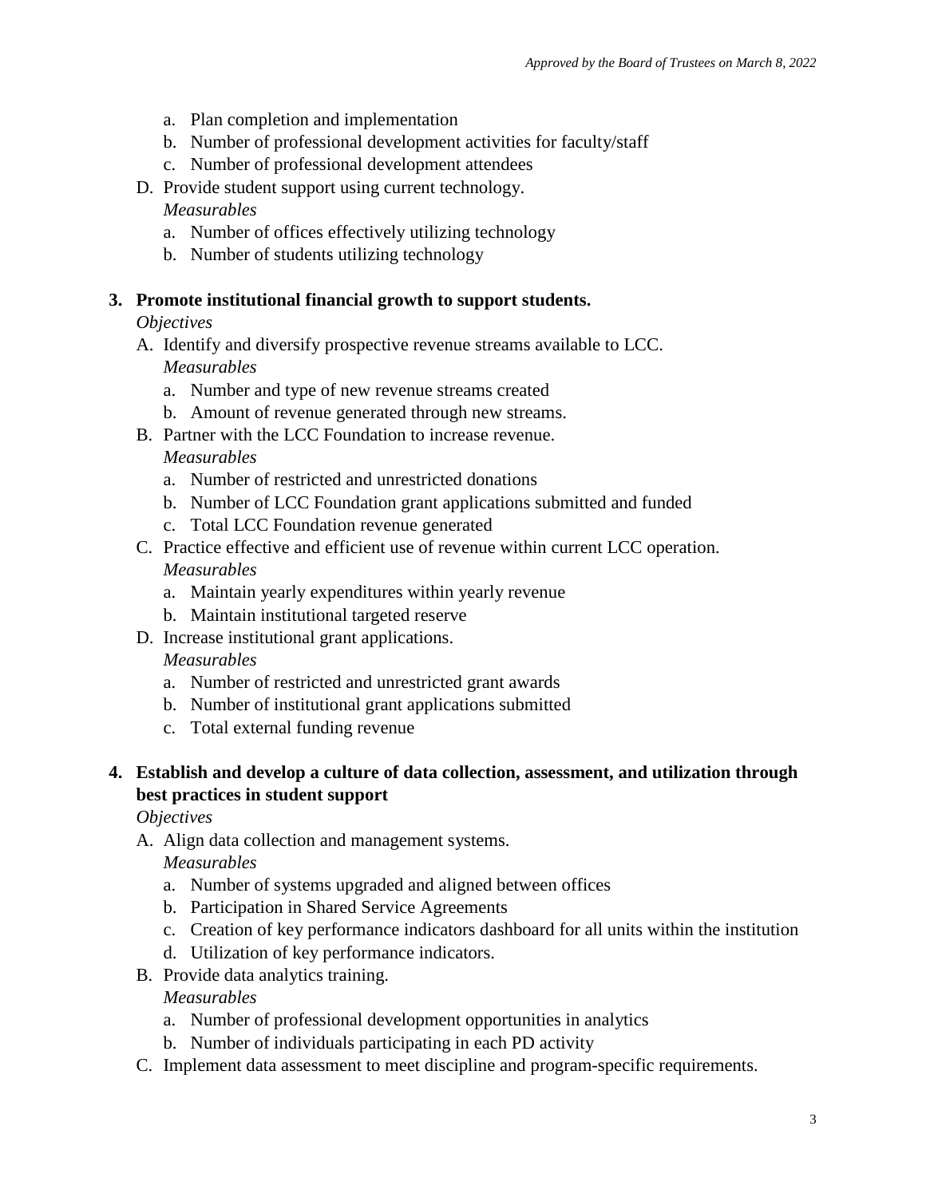a. Plan completion and implementation
   b. Number of professional development activities for faculty/staff
   c. Number of professional development attendees

D. Provide student support using current technology.
   *Measurables*
   a. Number of offices effectively utilizing technology
   b. Number of students utilizing technology

**3. Promote institutional financial growth to support students.**

*Objectives*

A. Identify and diversify prospective revenue streams available to LCC.
   *Measurables*
   a. Number and type of new revenue streams created
   b. Amount of revenue generated through new streams.

B. Partner with the LCC Foundation to increase revenue.
   *Measurables*
   a. Number of restricted and unrestricted donations
   b. Number of LCC Foundation grant applications submitted and funded
   c. Total LCC Foundation revenue generated

C. Practice effective and efficient use of revenue within current LCC operation.
   *Measurables*
   a. Maintain yearly expenditures within yearly revenue
   b. Maintain institutional targeted reserve

D. Increase institutional grant applications.
   *Measurables*
   a. Number of restricted and unrestricted grant awards
   b. Number of institutional grant applications submitted
   c. Total external funding revenue

**4. Establish and develop a culture of data collection, assessment, and utilization through best practices in student support**

*Objectives*

A. Align data collection and management systems.
   *Measurables*
   a. Number of systems upgraded and aligned between offices
   b. Participation in Shared Service Agreements
   c. Creation of key performance indicators dashboard for all units within the institution
   d. Utilization of key performance indicators.

B. Provide data analytics training.
   *Measurables*
   a. Number of professional development opportunities in analytics
   b. Number of individuals participating in each PD activity

C. Implement data assessment to meet discipline and program-specific requirements.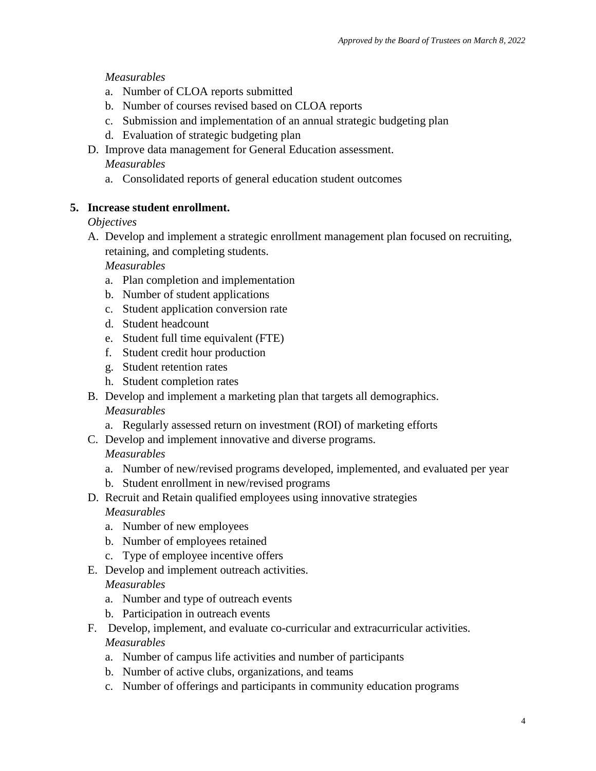*Measurables*

a. Number of CLOA reports submitted
b. Number of courses revised based on CLOA reports
c. Submission and implementation of an annual strategic budgeting plan
d. Evaluation of strategic budgeting plan

D. Improve data management for General Education assessment.

*Measurables*

a. Consolidated reports of general education student outcomes

**5. Increase student enrollment.**

*Objectives*

A. Develop and implement a strategic enrollment management plan focused on recruiting, retaining, and completing students.

*Measurables*

a. Plan completion and implementation
b. Number of student applications
c. Student application conversion rate
d. Student headcount
e. Student full time equivalent (FTE)
f. Student credit hour production
g. Student retention rates
h. Student completion rates

B. Develop and implement a marketing plan that targets all demographics.

*Measurables*

a. Regularly assessed return on investment (ROI) of marketing efforts

C. Develop and implement innovative and diverse programs.

*Measurables*

a. Number of new/revised programs developed, implemented, and evaluated per year
b. Student enrollment in new/revised programs

D. Recruit and Retain qualified employees using innovative strategies

*Measurables*

a. Number of new employees
b. Number of employees retained
c. Type of employee incentive offers

E. Develop and implement outreach activities.

*Measurables*

a. Number and type of outreach events
b. Participation in outreach events

F. Develop, implement, and evaluate co-curricular and extracurricular activities.

*Measurables*

a. Number of campus life activities and number of participants
b. Number of active clubs, organizations, and teams
c. Number of offerings and participants in community education programs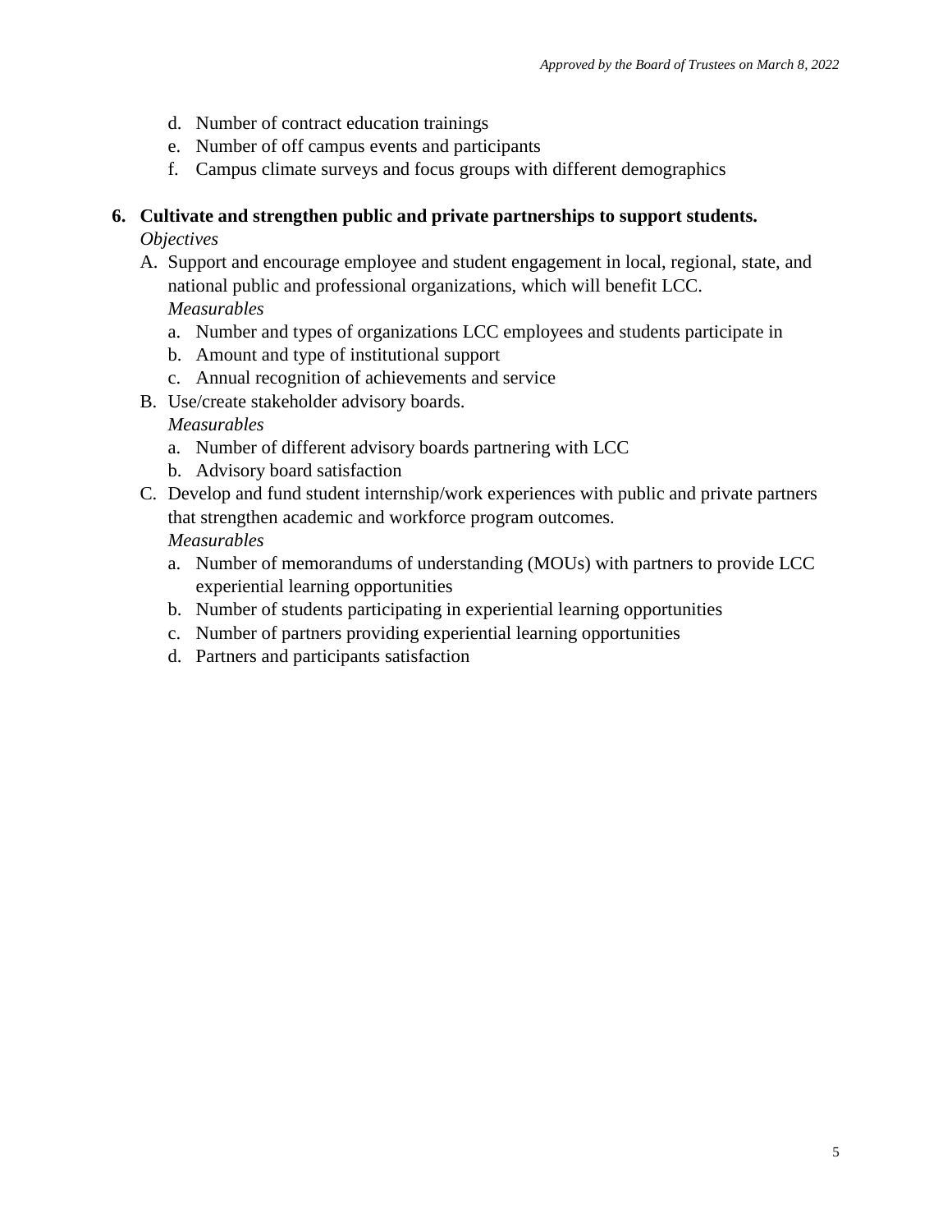d. Number of contract education trainings
e. Number of off campus events and participants
f. Campus climate surveys and focus groups with different demographics

**6. Cultivate and strengthen public and private partnerships to support students.**

*Objectives*

A. Support and encourage employee and student engagement in local, regional, state, and national public and professional organizations, which will benefit LCC.

   *Measurables*

   a. Number and types of organizations LCC employees and students participate in
   b. Amount and type of institutional support
   c. Annual recognition of achievements and service

B. Use/create stakeholder advisory boards.

   *Measurables*

   a. Number of different advisory boards partnering with LCC
   b. Advisory board satisfaction

C. Develop and fund student internship/work experiences with public and private partners that strengthen academic and workforce program outcomes.

   *Measurables*

   a. Number of memorandums of understanding (MOUs) with partners to provide LCC experiential learning opportunities
   b. Number of students participating in experiential learning opportunities
   c. Number of partners providing experiential learning opportunities
   d. Partners and participants satisfaction